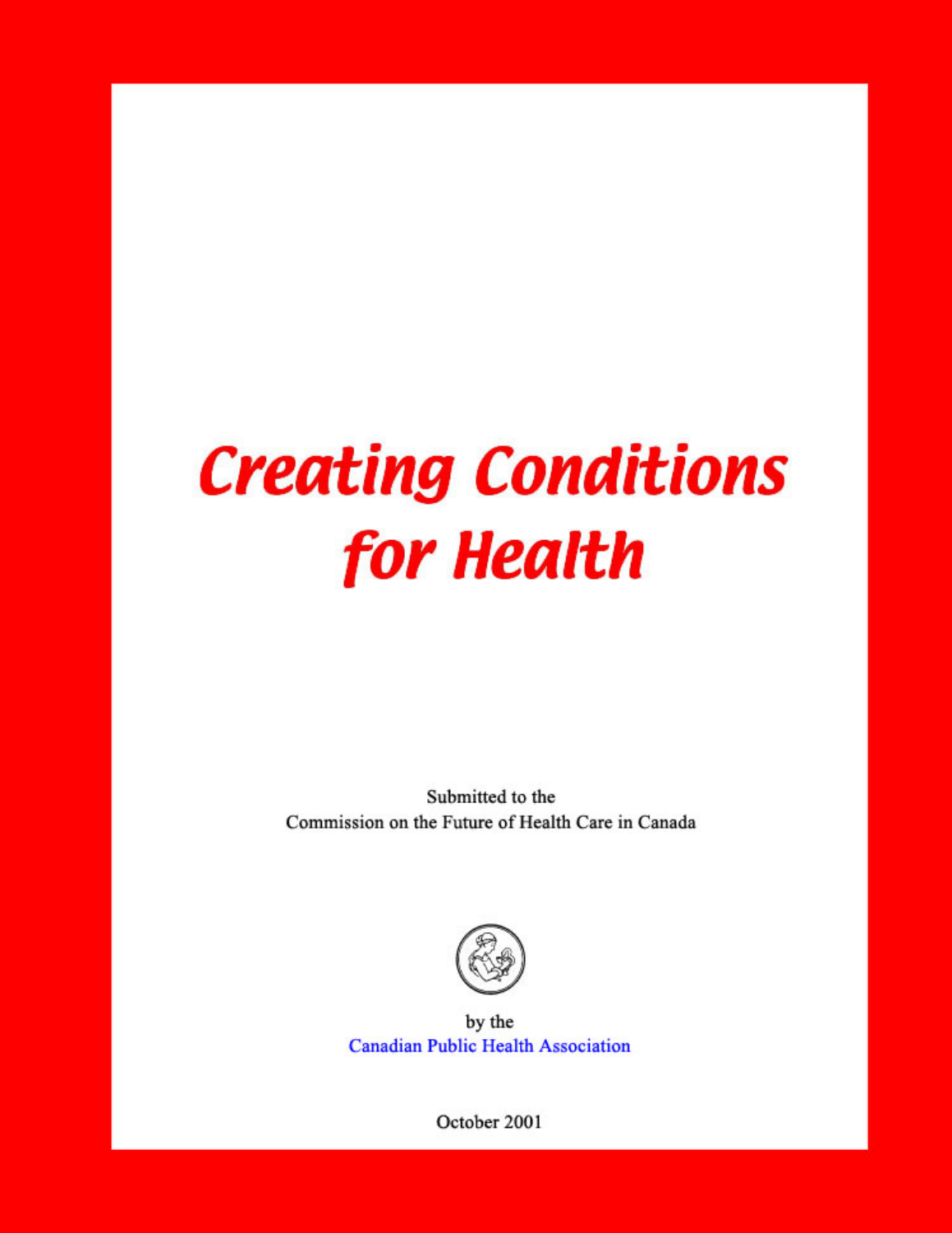# Creating Conditions for Health

Submitted to the
Commission on the Future of Health Care in Canada

by the
Canadian Public Health Association

October 2001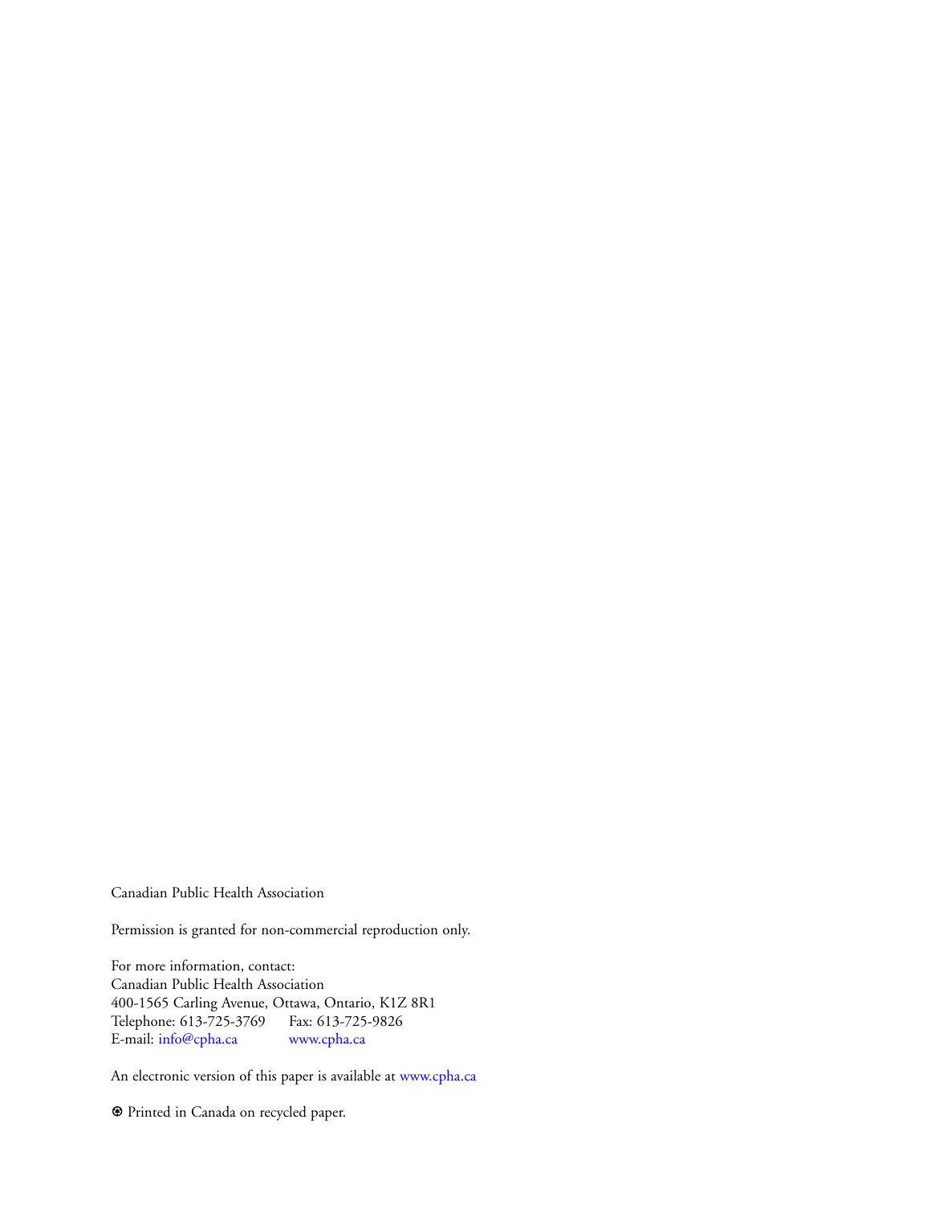Canadian Public Health Association

Permission is granted for non-commercial reproduction only.

For more information, contact:
Canadian Public Health Association
400-1565 Carling Avenue, Ottawa, Ontario, K1Z 8R1
Telephone: 613-725-3769 Fax: 613-725-9826
E-mail: info@cpha.ca www.cpha.ca

An electronic version of this paper is available at www.cpha.ca

♻ Printed in Canada on recycled paper.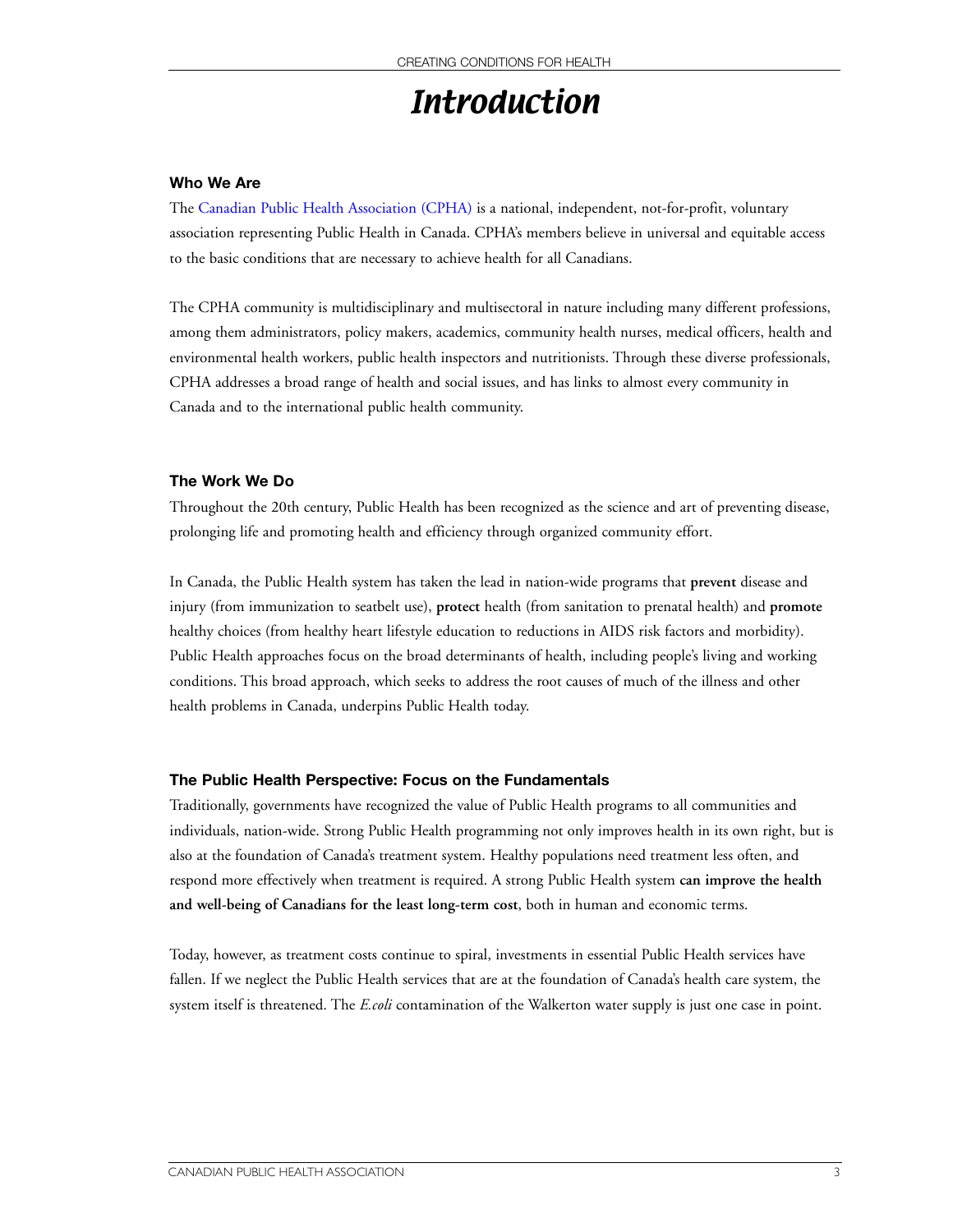# Introduction

### Who We Are

The Canadian Public Health Association (CPHA) is a national, independent, not-for-profit, voluntary association representing Public Health in Canada. CPHA's members believe in universal and equitable access to the basic conditions that are necessary to achieve health for all Canadians.

The CPHA community is multidisciplinary and multisectoral in nature including many different professions, among them administrators, policy makers, academics, community health nurses, medical officers, health and environmental health workers, public health inspectors and nutritionists. Through these diverse professionals, CPHA addresses a broad range of health and social issues, and has links to almost every community in Canada and to the international public health community.

### The Work We Do

Throughout the 20th century, Public Health has been recognized as the science and art of preventing disease, prolonging life and promoting health and efficiency through organized community effort.

In Canada, the Public Health system has taken the lead in nation-wide programs that **prevent** disease and injury (from immunization to seatbelt use), **protect** health (from sanitation to prenatal health) and **promote** healthy choices (from healthy heart lifestyle education to reductions in AIDS risk factors and morbidity). Public Health approaches focus on the broad determinants of health, including people's living and working conditions. This broad approach, which seeks to address the root causes of much of the illness and other health problems in Canada, underpins Public Health today.

### The Public Health Perspective: Focus on the Fundamentals

Traditionally, governments have recognized the value of Public Health programs to all communities and individuals, nation-wide. Strong Public Health programming not only improves health in its own right, but is also at the foundation of Canada's treatment system. Healthy populations need treatment less often, and respond more effectively when treatment is required. A strong Public Health system **can improve the health and well-being of Canadians for the least long-term cost**, both in human and economic terms.

Today, however, as treatment costs continue to spiral, investments in essential Public Health services have fallen. If we neglect the Public Health services that are at the foundation of Canada's health care system, the system itself is threatened. The *E.coli* contamination of the Walkerton water supply is just one case in point.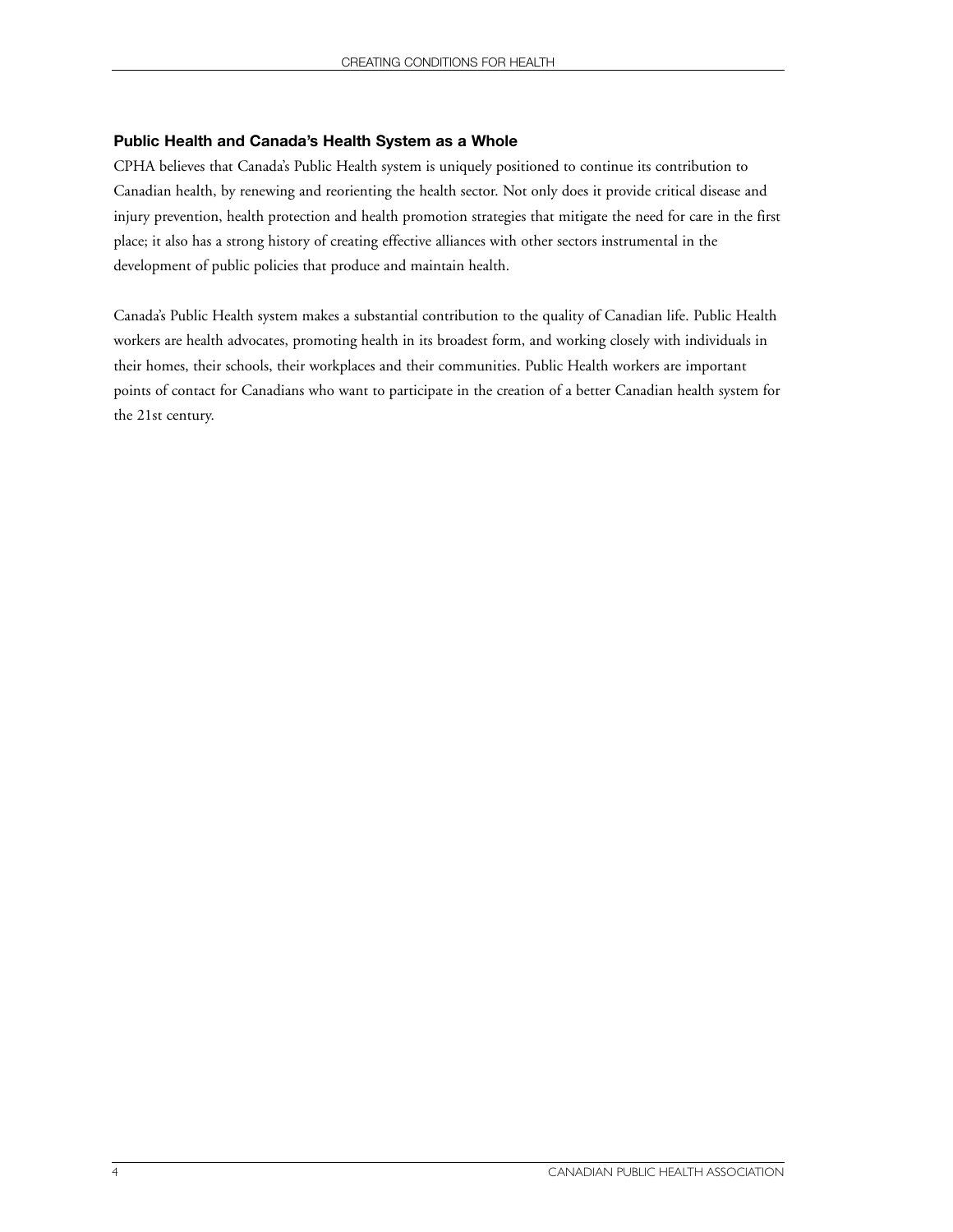### Public Health and Canada's Health System as a Whole

CPHA believes that Canada's Public Health system is uniquely positioned to continue its contribution to Canadian health, by renewing and reorienting the health sector. Not only does it provide critical disease and injury prevention, health protection and health promotion strategies that mitigate the need for care in the first place; it also has a strong history of creating effective alliances with other sectors instrumental in the development of public policies that produce and maintain health.

Canada's Public Health system makes a substantial contribution to the quality of Canadian life. Public Health workers are health advocates, promoting health in its broadest form, and working closely with individuals in their homes, their schools, their workplaces and their communities. Public Health workers are important points of contact for Canadians who want to participate in the creation of a better Canadian health system for the 21st century.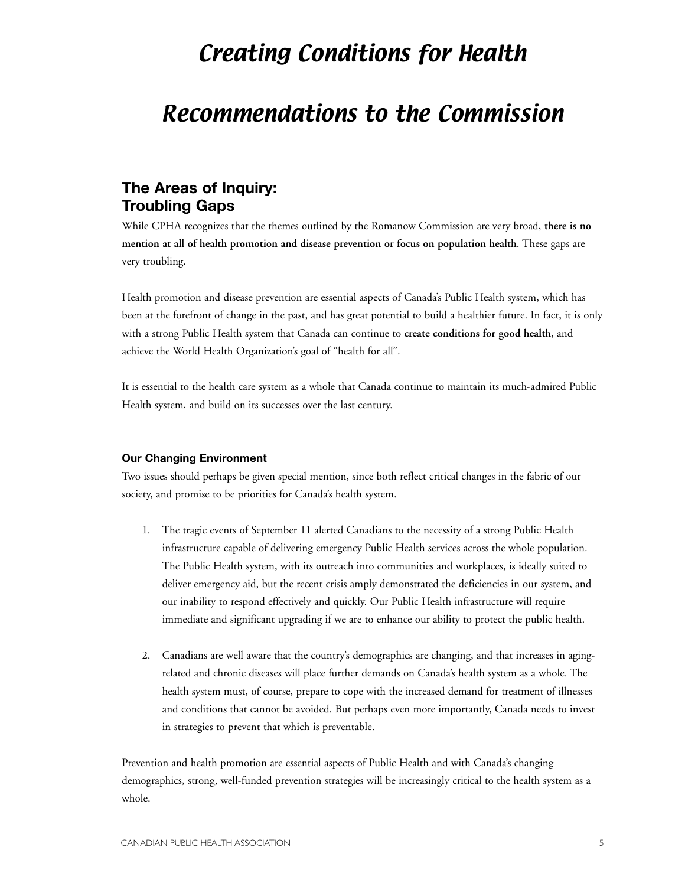# Creating Conditions for Health

# Recommendations to the Commission

## The Areas of Inquiry: Troubling Gaps

While CPHA recognizes that the themes outlined by the Romanow Commission are very broad, **there is no mention at all of health promotion and disease prevention or focus on population health**. These gaps are very troubling.

Health promotion and disease prevention are essential aspects of Canada's Public Health system, which has been at the forefront of change in the past, and has great potential to build a healthier future. In fact, it is only with a strong Public Health system that Canada can continue to **create conditions for good health**, and achieve the World Health Organization's goal of "health for all".

It is essential to the health care system as a whole that Canada continue to maintain its much-admired Public Health system, and build on its successes over the last century.

### Our Changing Environment

Two issues should perhaps be given special mention, since both reflect critical changes in the fabric of our society, and promise to be priorities for Canada's health system.

1. The tragic events of September 11 alerted Canadians to the necessity of a strong Public Health infrastructure capable of delivering emergency Public Health services across the whole population. The Public Health system, with its outreach into communities and workplaces, is ideally suited to deliver emergency aid, but the recent crisis amply demonstrated the deficiencies in our system, and our inability to respond effectively and quickly. Our Public Health infrastructure will require immediate and significant upgrading if we are to enhance our ability to protect the public health.

2. Canadians are well aware that the country's demographics are changing, and that increases in aging-related and chronic diseases will place further demands on Canada's health system as a whole. The health system must, of course, prepare to cope with the increased demand for treatment of illnesses and conditions that cannot be avoided. But perhaps even more importantly, Canada needs to invest in strategies to prevent that which is preventable.

Prevention and health promotion are essential aspects of Public Health and with Canada's changing demographics, strong, well-funded prevention strategies will be increasingly critical to the health system as a whole.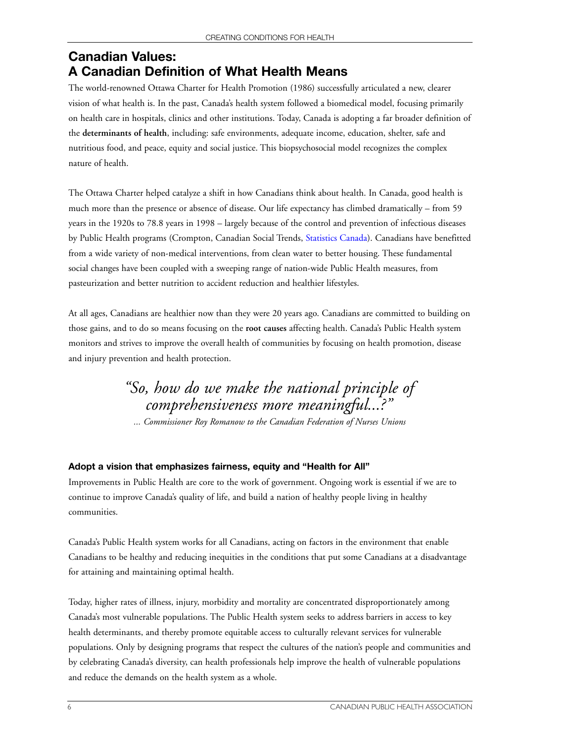## Canadian Values: A Canadian Definition of What Health Means

The world-renowned Ottawa Charter for Health Promotion (1986) successfully articulated a new, clearer vision of what health is. In the past, Canada's health system followed a biomedical model, focusing primarily on health care in hospitals, clinics and other institutions. Today, Canada is adopting a far broader definition of the **determinants of health**, including: safe environments, adequate income, education, shelter, safe and nutritious food, and peace, equity and social justice. This biopsychosocial model recognizes the complex nature of health.

The Ottawa Charter helped catalyze a shift in how Canadians think about health. In Canada, good health is much more than the presence or absence of disease. Our life expectancy has climbed dramatically – from 59 years in the 1920s to 78.8 years in 1998 – largely because of the control and prevention of infectious diseases by Public Health programs (Crompton, Canadian Social Trends, Statistics Canada). Canadians have benefitted from a wide variety of non-medical interventions, from clean water to better housing. These fundamental social changes have been coupled with a sweeping range of nation-wide Public Health measures, from pasteurization and better nutrition to accident reduction and healthier lifestyles.

At all ages, Canadians are healthier now than they were 20 years ago. Canadians are committed to building on those gains, and to do so means focusing on the **root causes** affecting health. Canada's Public Health system monitors and strives to improve the overall health of communities by focusing on health promotion, disease and injury prevention and health protection.

> *"So, how do we make the national principle of comprehensiveness more meaningful...?"*
>
> *... Commissioner Roy Romanow to the Canadian Federation of Nurses Unions*

### Adopt a vision that emphasizes fairness, equity and "Health for All"

Improvements in Public Health are core to the work of government. Ongoing work is essential if we are to continue to improve Canada's quality of life, and build a nation of healthy people living in healthy communities.

Canada's Public Health system works for all Canadians, acting on factors in the environment that enable Canadians to be healthy and reducing inequities in the conditions that put some Canadians at a disadvantage for attaining and maintaining optimal health.

Today, higher rates of illness, injury, morbidity and mortality are concentrated disproportionately among Canada's most vulnerable populations. The Public Health system seeks to address barriers in access to key health determinants, and thereby promote equitable access to culturally relevant services for vulnerable populations. Only by designing programs that respect the cultures of the nation's people and communities and by celebrating Canada's diversity, can health professionals help improve the health of vulnerable populations and reduce the demands on the health system as a whole.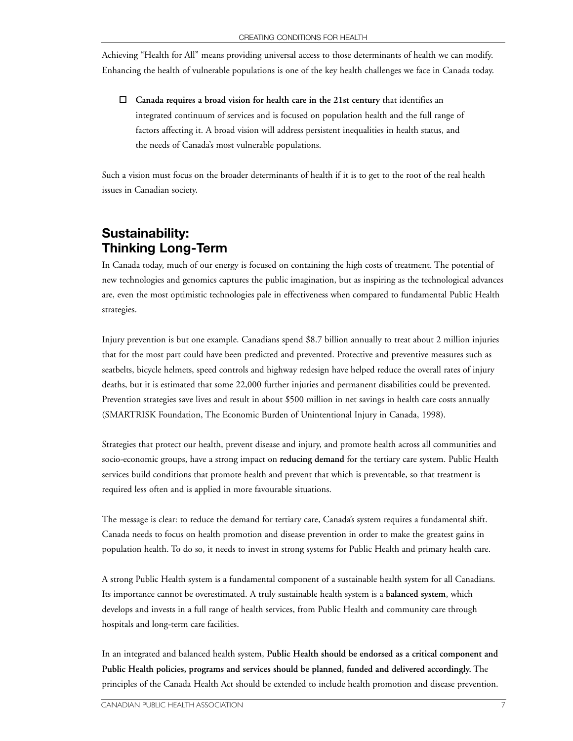Achieving "Health for All" means providing universal access to those determinants of health we can modify. Enhancing the health of vulnerable populations is one of the key health challenges we face in Canada today.

- ☐ **Canada requires a broad vision for health care in the 21st century** that identifies an integrated continuum of services and is focused on population health and the full range of factors affecting it. A broad vision will address persistent inequalities in health status, and the needs of Canada's most vulnerable populations.

Such a vision must focus on the broader determinants of health if it is to get to the root of the real health issues in Canadian society.

## Sustainability: Thinking Long-Term

In Canada today, much of our energy is focused on containing the high costs of treatment. The potential of new technologies and genomics captures the public imagination, but as inspiring as the technological advances are, even the most optimistic technologies pale in effectiveness when compared to fundamental Public Health strategies.

Injury prevention is but one example. Canadians spend $8.7 billion annually to treat about 2 million injuries that for the most part could have been predicted and prevented. Protective and preventive measures such as seatbelts, bicycle helmets, speed controls and highway redesign have helped reduce the overall rates of injury deaths, but it is estimated that some 22,000 further injuries and permanent disabilities could be prevented. Prevention strategies save lives and result in about $500 million in net savings in health care costs annually (SMARTRISK Foundation, The Economic Burden of Unintentional Injury in Canada, 1998).

Strategies that protect our health, prevent disease and injury, and promote health across all communities and socio-economic groups, have a strong impact on **reducing demand** for the tertiary care system. Public Health services build conditions that promote health and prevent that which is preventable, so that treatment is required less often and is applied in more favourable situations.

The message is clear: to reduce the demand for tertiary care, Canada's system requires a fundamental shift. Canada needs to focus on health promotion and disease prevention in order to make the greatest gains in population health. To do so, it needs to invest in strong systems for Public Health and primary health care.

A strong Public Health system is a fundamental component of a sustainable health system for all Canadians. Its importance cannot be overestimated. A truly sustainable health system is a **balanced system**, which develops and invests in a full range of health services, from Public Health and community care through hospitals and long-term care facilities.

In an integrated and balanced health system, **Public Health should be endorsed as a critical component and Public Health policies, programs and services should be planned, funded and delivered accordingly.** The principles of the Canada Health Act should be extended to include health promotion and disease prevention.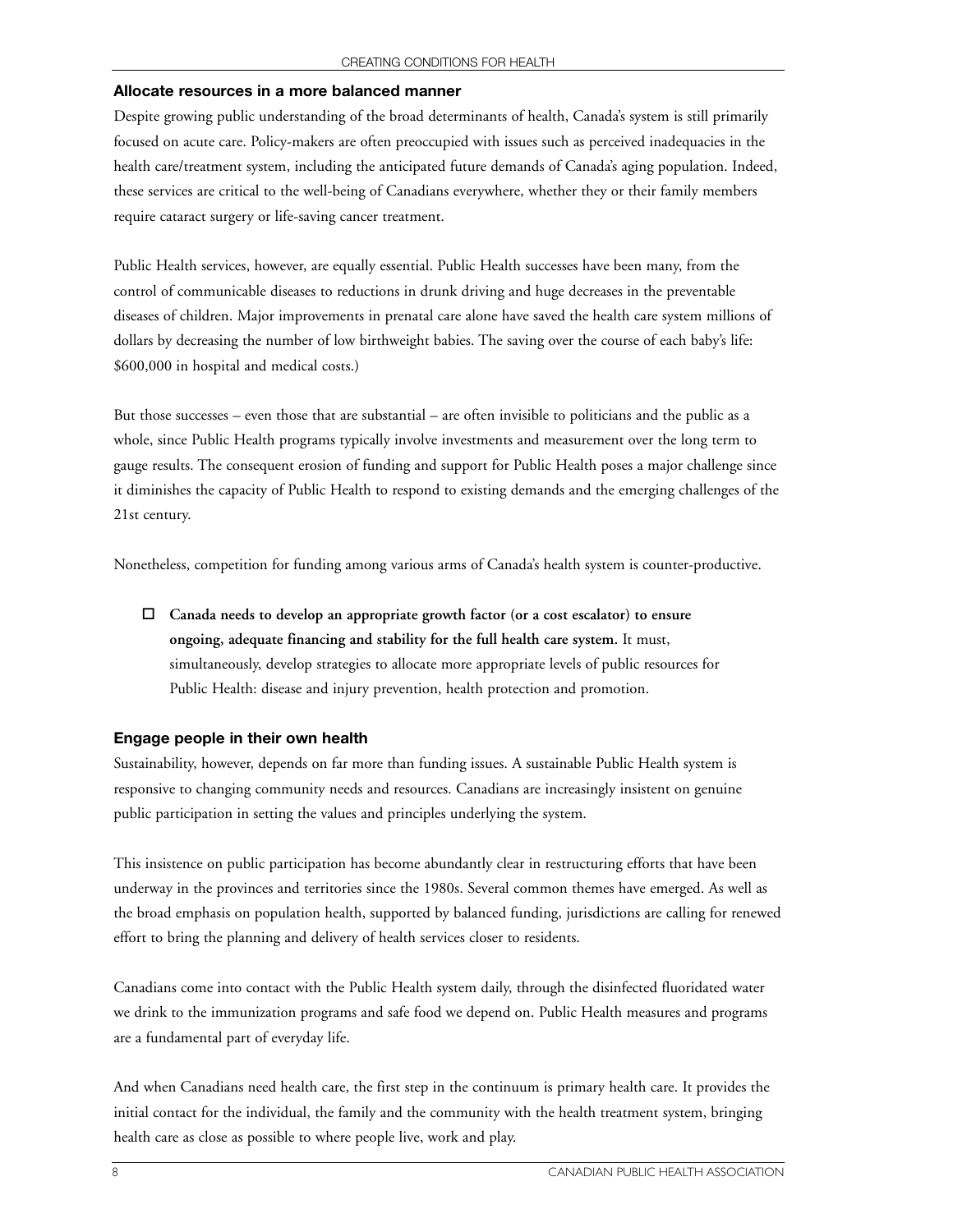## Allocate resources in a more balanced manner

Despite growing public understanding of the broad determinants of health, Canada's system is still primarily focused on acute care. Policy-makers are often preoccupied with issues such as perceived inadequacies in the health care/treatment system, including the anticipated future demands of Canada's aging population. Indeed, these services are critical to the well-being of Canadians everywhere, whether they or their family members require cataract surgery or life-saving cancer treatment.

Public Health services, however, are equally essential. Public Health successes have been many, from the control of communicable diseases to reductions in drunk driving and huge decreases in the preventable diseases of children. Major improvements in prenatal care alone have saved the health care system millions of dollars by decreasing the number of low birthweight babies. The saving over the course of each baby's life: $600,000 in hospital and medical costs.)

But those successes – even those that are substantial – are often invisible to politicians and the public as a whole, since Public Health programs typically involve investments and measurement over the long term to gauge results. The consequent erosion of funding and support for Public Health poses a major challenge since it diminishes the capacity of Public Health to respond to existing demands and the emerging challenges of the 21st century.

Nonetheless, competition for funding among various arms of Canada's health system is counter-productive.

- ☐ **Canada needs to develop an appropriate growth factor (or a cost escalator) to ensure ongoing, adequate financing and stability for the full health care system.** It must, simultaneously, develop strategies to allocate more appropriate levels of public resources for Public Health: disease and injury prevention, health protection and promotion.

## Engage people in their own health

Sustainability, however, depends on far more than funding issues. A sustainable Public Health system is responsive to changing community needs and resources. Canadians are increasingly insistent on genuine public participation in setting the values and principles underlying the system.

This insistence on public participation has become abundantly clear in restructuring efforts that have been underway in the provinces and territories since the 1980s. Several common themes have emerged. As well as the broad emphasis on population health, supported by balanced funding, jurisdictions are calling for renewed effort to bring the planning and delivery of health services closer to residents.

Canadians come into contact with the Public Health system daily, through the disinfected fluoridated water we drink to the immunization programs and safe food we depend on. Public Health measures and programs are a fundamental part of everyday life.

And when Canadians need health care, the first step in the continuum is primary health care. It provides the initial contact for the individual, the family and the community with the health treatment system, bringing health care as close as possible to where people live, work and play.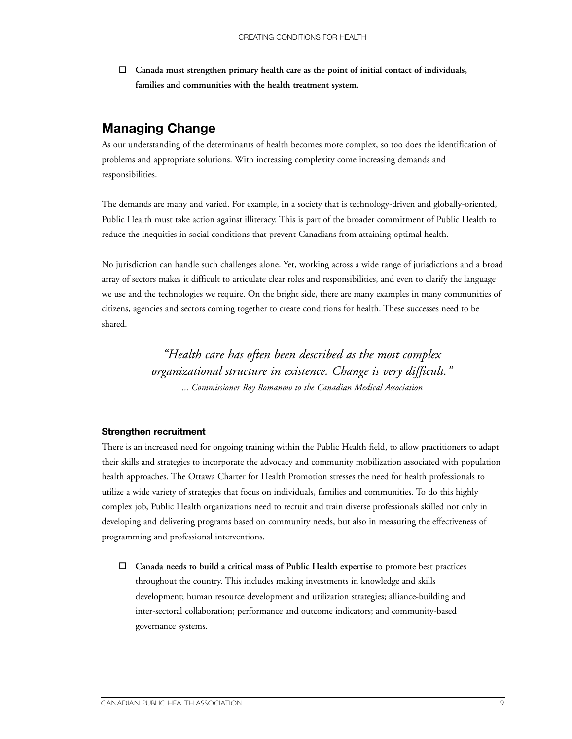- **Canada must strengthen primary health care as the point of initial contact of individuals, families and communities with the health treatment system.**

## Managing Change

As our understanding of the determinants of health becomes more complex, so too does the identification of problems and appropriate solutions. With increasing complexity come increasing demands and responsibilities.

The demands are many and varied. For example, in a society that is technology-driven and globally-oriented, Public Health must take action against illiteracy. This is part of the broader commitment of Public Health to reduce the inequities in social conditions that prevent Canadians from attaining optimal health.

No jurisdiction can handle such challenges alone. Yet, working across a wide range of jurisdictions and a broad array of sectors makes it difficult to articulate clear roles and responsibilities, and even to clarify the language we use and the technologies we require. On the bright side, there are many examples in many communities of citizens, agencies and sectors coming together to create conditions for health. These successes need to be shared.

> *"Health care has often been described as the most complex organizational structure in existence. Change is very difficult."*
>
> *... Commissioner Roy Romanow to the Canadian Medical Association*

### Strengthen recruitment

There is an increased need for ongoing training within the Public Health field, to allow practitioners to adapt their skills and strategies to incorporate the advocacy and community mobilization associated with population health approaches. The Ottawa Charter for Health Promotion stresses the need for health professionals to utilize a wide variety of strategies that focus on individuals, families and communities. To do this highly complex job, Public Health organizations need to recruit and train diverse professionals skilled not only in developing and delivering programs based on community needs, but also in measuring the effectiveness of programming and professional interventions.

- **Canada needs to build a critical mass of Public Health expertise** to promote best practices throughout the country. This includes making investments in knowledge and skills development; human resource development and utilization strategies; alliance-building and inter-sectoral collaboration; performance and outcome indicators; and community-based governance systems.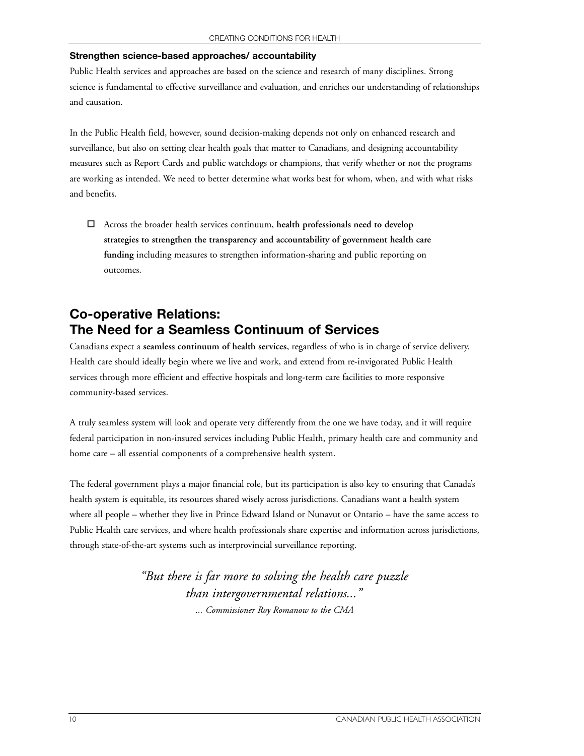**Strengthen science-based approaches/ accountability**

Public Health services and approaches are based on the science and research of many disciplines. Strong science is fundamental to effective surveillance and evaluation, and enriches our understanding of relationships and causation.

In the Public Health field, however, sound decision-making depends not only on enhanced research and surveillance, but also on setting clear health goals that matter to Canadians, and designing accountability measures such as Report Cards and public watchdogs or champions, that verify whether or not the programs are working as intended. We need to better determine what works best for whom, when, and with what risks and benefits.

- [ ] Across the broader health services continuum, **health professionals need to develop strategies to strengthen the transparency and accountability of government health care funding** including measures to strengthen information-sharing and public reporting on outcomes.

## Co-operative Relations: The Need for a Seamless Continuum of Services

Canadians expect a **seamless continuum of health services**, regardless of who is in charge of service delivery. Health care should ideally begin where we live and work, and extend from re-invigorated Public Health services through more efficient and effective hospitals and long-term care facilities to more responsive community-based services.

A truly seamless system will look and operate very differently from the one we have today, and it will require federal participation in non-insured services including Public Health, primary health care and community and home care – all essential components of a comprehensive health system.

The federal government plays a major financial role, but its participation is also key to ensuring that Canada's health system is equitable, its resources shared wisely across jurisdictions. Canadians want a health system where all people – whether they live in Prince Edward Island or Nunavut or Ontario – have the same access to Public Health care services, and where health professionals share expertise and information across jurisdictions, through state-of-the-art systems such as interprovincial surveillance reporting.

*"But there is far more to solving the health care puzzle than intergovernmental relations..."*

*... Commissioner Roy Romanow to the CMA*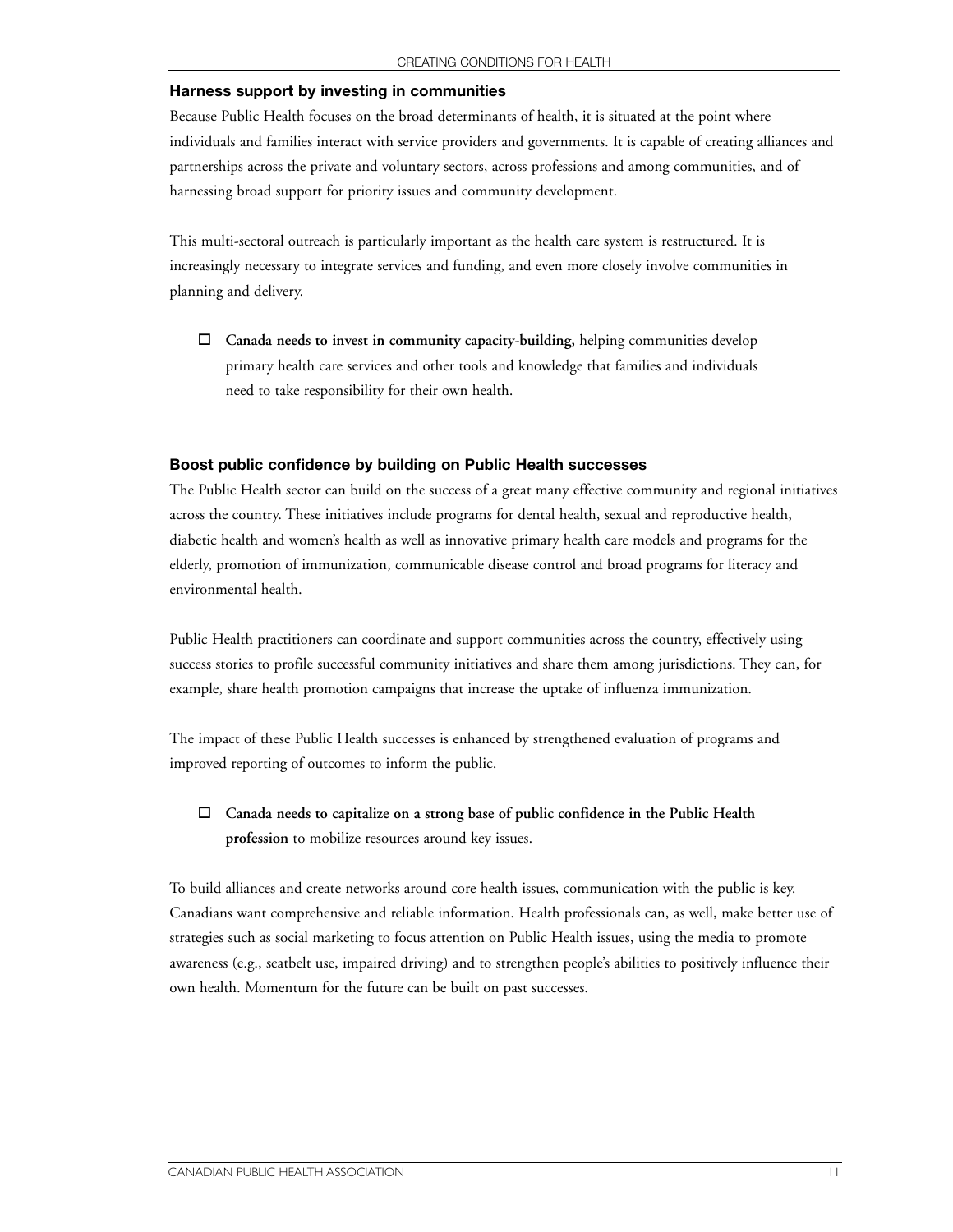### Harness support by investing in communities

Because Public Health focuses on the broad determinants of health, it is situated at the point where individuals and families interact with service providers and governments. It is capable of creating alliances and partnerships across the private and voluntary sectors, across professions and among communities, and of harnessing broad support for priority issues and community development.

This multi-sectoral outreach is particularly important as the health care system is restructured. It is increasingly necessary to integrate services and funding, and even more closely involve communities in planning and delivery.

- ☐ **Canada needs to invest in community capacity-building,** helping communities develop primary health care services and other tools and knowledge that families and individuals need to take responsibility for their own health.

### Boost public confidence by building on Public Health successes

The Public Health sector can build on the success of a great many effective community and regional initiatives across the country. These initiatives include programs for dental health, sexual and reproductive health, diabetic health and women's health as well as innovative primary health care models and programs for the elderly, promotion of immunization, communicable disease control and broad programs for literacy and environmental health.

Public Health practitioners can coordinate and support communities across the country, effectively using success stories to profile successful community initiatives and share them among jurisdictions. They can, for example, share health promotion campaigns that increase the uptake of influenza immunization.

The impact of these Public Health successes is enhanced by strengthened evaluation of programs and improved reporting of outcomes to inform the public.

- ☐ **Canada needs to capitalize on a strong base of public confidence in the Public Health profession** to mobilize resources around key issues.

To build alliances and create networks around core health issues, communication with the public is key. Canadians want comprehensive and reliable information. Health professionals can, as well, make better use of strategies such as social marketing to focus attention on Public Health issues, using the media to promote awareness (e.g., seatbelt use, impaired driving) and to strengthen people's abilities to positively influence their own health. Momentum for the future can be built on past successes.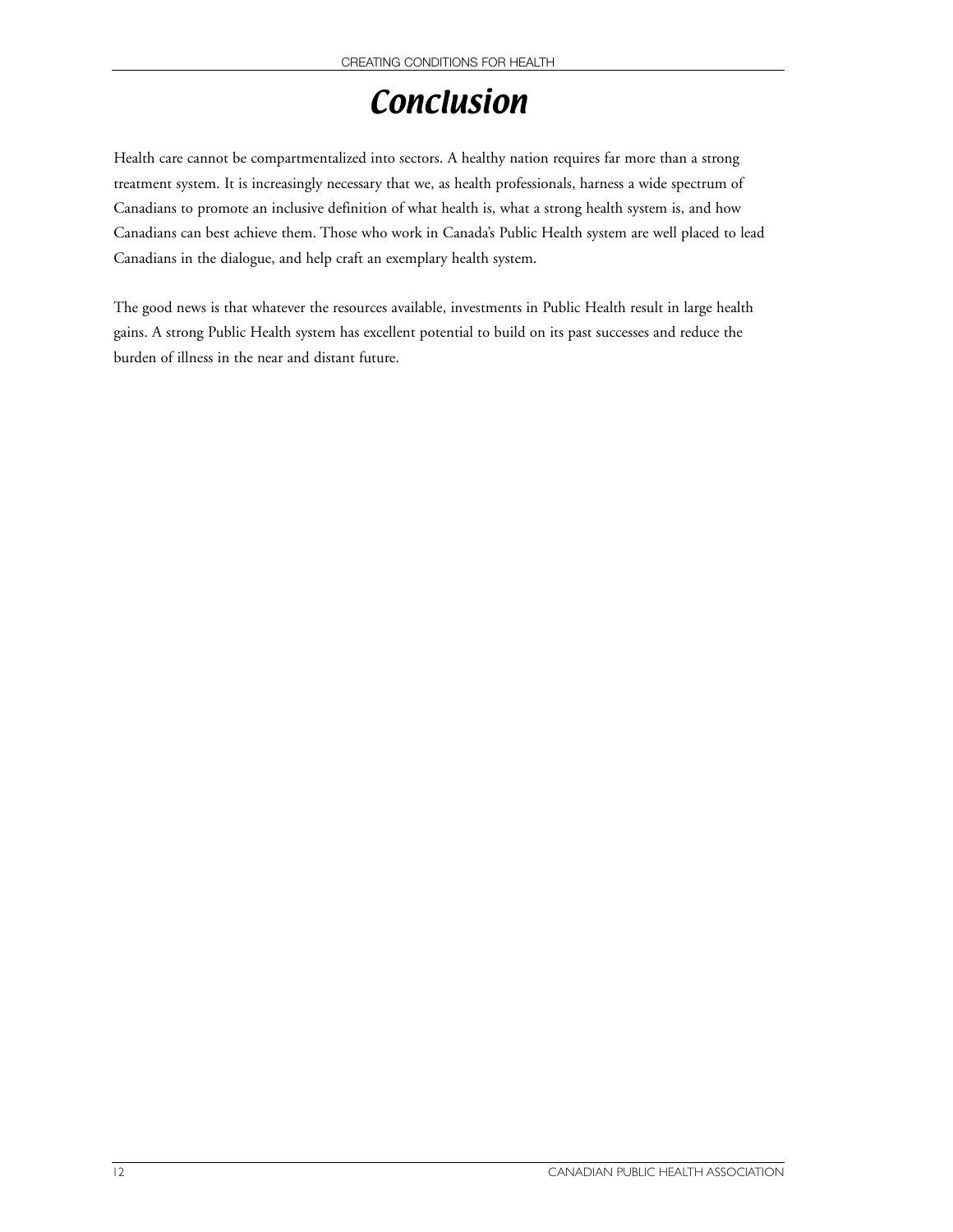# Conclusion

Health care cannot be compartmentalized into sectors. A healthy nation requires far more than a strong treatment system. It is increasingly necessary that we, as health professionals, harness a wide spectrum of Canadians to promote an inclusive definition of what health is, what a strong health system is, and how Canadians can best achieve them. Those who work in Canada's Public Health system are well placed to lead Canadians in the dialogue, and help craft an exemplary health system.

The good news is that whatever the resources available, investments in Public Health result in large health gains. A strong Public Health system has excellent potential to build on its past successes and reduce the burden of illness in the near and distant future.